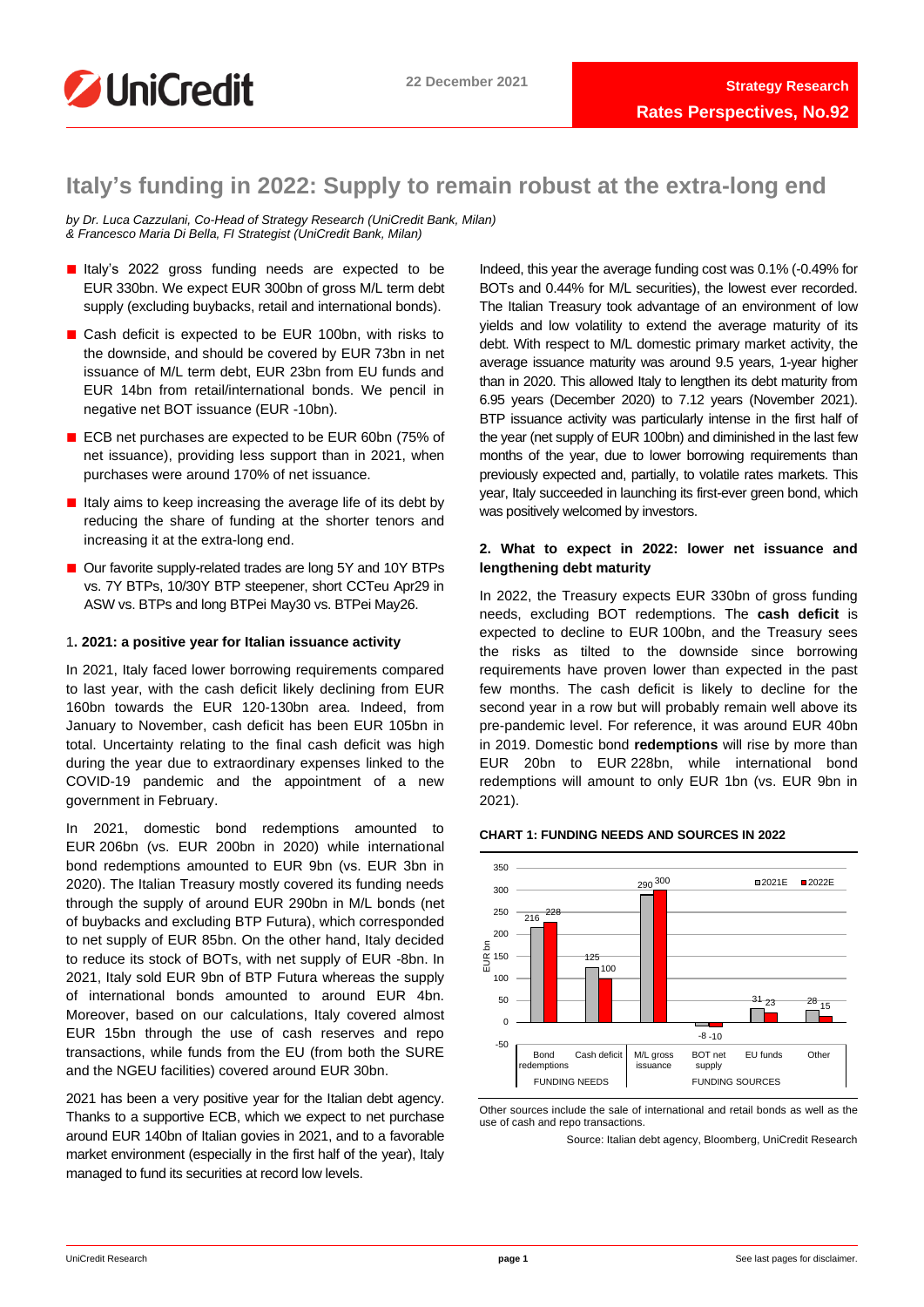22 December 2021

Strategy Research

Rates Perspectives, No.92

# Italy's funding in 2022: Supply to remain robust at the extra-long end

*by Dr. Luca Cazzulani, Co-Head of Strategy Research (UniCredit Bank, Milan)*
*& Francesco Maria Di Bella, FI Strategist (UniCredit Bank, Milan)*

- Italy's 2022 gross funding needs are expected to be EUR 330bn. We expect EUR 300bn of gross M/L term debt supply (excluding buybacks, retail and international bonds).
- Cash deficit is expected to be EUR 100bn, with risks to the downside, and should be covered by EUR 73bn in net issuance of M/L term debt, EUR 23bn from EU funds and EUR 14bn from retail/international bonds. We pencil in negative net BOT issuance (EUR -10bn).
- ECB net purchases are expected to be EUR 60bn (75% of net issuance), providing less support than in 2021, when purchases were around 170% of net issuance.
- Italy aims to keep increasing the average life of its debt by reducing the share of funding at the shorter tenors and increasing it at the extra-long end.
- Our favorite supply-related trades are long 5Y and 10Y BTPs vs. 7Y BTPs, 10/30Y BTP steepener, short CCTeu Apr29 in ASW vs. BTPs and long BTPei May30 vs. BTPei May26.

## 1. 2021: a positive year for Italian issuance activity

In 2021, Italy faced lower borrowing requirements compared to last year, with the cash deficit likely declining from EUR 160bn towards the EUR 120-130bn area. Indeed, from January to November, cash deficit has been EUR 105bn in total. Uncertainty relating to the final cash deficit was high during the year due to extraordinary expenses linked to the COVID-19 pandemic and the appointment of a new government in February.

In 2021, domestic bond redemptions amounted to EUR 206bn (vs. EUR 200bn in 2020) while international bond redemptions amounted to EUR 9bn (vs. EUR 3bn in 2020). The Italian Treasury mostly covered its funding needs through the supply of around EUR 290bn in M/L bonds (net of buybacks and excluding BTP Futura), which corresponded to net supply of EUR 85bn. On the other hand, Italy decided to reduce its stock of BOTs, with net supply of EUR -8bn. In 2021, Italy sold EUR 9bn of BTP Futura whereas the supply of international bonds amounted to around EUR 4bn. Moreover, based on our calculations, Italy covered almost EUR 15bn through the use of cash reserves and repo transactions, while funds from the EU (from both the SURE and the NGEU facilities) covered around EUR 30bn.

2021 has been a very positive year for the Italian debt agency. Thanks to a supportive ECB, which we expect to net purchase around EUR 140bn of Italian govies in 2021, and to a favorable market environment (especially in the first half of the year), Italy managed to fund its securities at record low levels.

Indeed, this year the average funding cost was 0.1% (-0.49% for BOTs and 0.44% for M/L securities), the lowest ever recorded. The Italian Treasury took advantage of an environment of low yields and low volatility to extend the average maturity of its debt. With respect to M/L domestic primary market activity, the average issuance maturity was around 9.5 years, 1-year higher than in 2020. This allowed Italy to lengthen its debt maturity from 6.95 years (December 2020) to 7.12 years (November 2021). BTP issuance activity was particularly intense in the first half of the year (net supply of EUR 100bn) and diminished in the last few months of the year, due to lower borrowing requirements than previously expected and, partially, to volatile rates markets. This year, Italy succeeded in launching its first-ever green bond, which was positively welcomed by investors.

## 2. What to expect in 2022: lower net issuance and lengthening debt maturity

In 2022, the Treasury expects EUR 330bn of gross funding needs, excluding BOT redemptions. The **cash deficit** is expected to decline to EUR 100bn, and the Treasury sees the risks as tilted to the downside since borrowing requirements have proven lower than expected in the past few months. The cash deficit is likely to decline for the second year in a row but will probably remain well above its pre-pandemic level. For reference, it was around EUR 40bn in 2019. Domestic bond **redemptions** will rise by more than EUR 20bn to EUR 228bn, while international bond redemptions will amount to only EUR 1bn (vs. EUR 9bn in 2021).

**CHART 1: FUNDING NEEDS AND SOURCES IN 2022**

| EUR bn | Bond redemptions | Cash deficit | M/L gross issuance | BOT net supply | EU funds | Other |
|---|---|---|---|---|---|---|
| 2021E | 216 | 125 | 290 | -8 | 31 | 28 |
| 2022E | 228 | 100 | 300 | -10 | 23 | 15 |

FUNDING NEEDS: Bond redemptions, Cash deficit; FUNDING SOURCES: M/L gross issuance, BOT net supply, EU funds, Other

Other sources include the sale of international and retail bonds as well as the use of cash and repo transactions.

Source: Italian debt agency, Bloomberg, UniCredit Research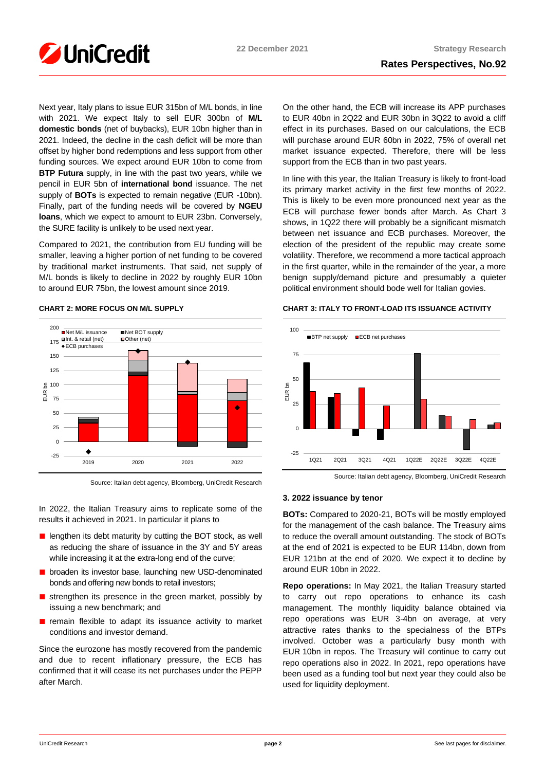Next year, Italy plans to issue EUR 315bn of M/L bonds, in line with 2021. We expect Italy to sell EUR 300bn of **M/L domestic bonds** (net of buybacks), EUR 10bn higher than in 2021. Indeed, the decline in the cash deficit will be more than offset by higher bond redemptions and less support from other funding sources. We expect around EUR 10bn to come from **BTP Futura** supply, in line with the past two years, while we pencil in EUR 5bn of **international bond** issuance. The net supply of **BOTs** is expected to remain negative (EUR -10bn). Finally, part of the funding needs will be covered by **NGEU loans**, which we expect to amount to EUR 23bn. Conversely, the SURE facility is unlikely to be used next year.

Compared to 2021, the contribution from EU funding will be smaller, leaving a higher portion of net funding to be covered by traditional market instruments. That said, net supply of M/L bonds is likely to decline in 2022 by roughly EUR 10bn to around EUR 75bn, the lowest amount since 2019.

**CHART 2: MORE FOCUS ON M/L SUPPLY**

Source: Italian debt agency, Bloomberg, UniCredit Research

In 2022, the Italian Treasury aims to replicate some of the results it achieved in 2021. In particular it plans to

- lengthen its debt maturity by cutting the BOT stock, as well as reducing the share of issuance in the 3Y and 5Y areas while increasing it at the extra-long end of the curve;
- broaden its investor base, launching new USD-denominated bonds and offering new bonds to retail investors;
- strengthen its presence in the green market, possibly by issuing a new benchmark; and
- remain flexible to adapt its issuance activity to market conditions and investor demand.

Since the eurozone has mostly recovered from the pandemic and due to recent inflationary pressure, the ECB has confirmed that it will cease its net purchases under the PEPP after March.

On the other hand, the ECB will increase its APP purchases to EUR 40bn in 2Q22 and EUR 30bn in 3Q22 to avoid a cliff effect in its purchases. Based on our calculations, the ECB will purchase around EUR 60bn in 2022, 75% of overall net market issuance expected. Therefore, there will be less support from the ECB than in two past years.

In line with this year, the Italian Treasury is likely to front-load its primary market activity in the first few months of 2022. This is likely to be even more pronounced next year as the ECB will purchase fewer bonds after March. As Chart 3 shows, in 1Q22 there will probably be a significant mismatch between net issuance and ECB purchases. Moreover, the election of the president of the republic may create some volatility. Therefore, we recommend a more tactical approach in the first quarter, while in the remainder of the year, a more benign supply/demand picture and presumably a quieter political environment should bode well for Italian govies.

**CHART 3: ITALY TO FRONT-LOAD ITS ISSUANCE ACTIVITY**

Source: Italian debt agency, Bloomberg, UniCredit Research

### 3. 2022 issuance by tenor

**BOTs:** Compared to 2020-21, BOTs will be mostly employed for the management of the cash balance. The Treasury aims to reduce the overall amount outstanding. The stock of BOTs at the end of 2021 is expected to be EUR 114bn, down from EUR 121bn at the end of 2020. We expect it to decline by around EUR 10bn in 2022.

**Repo operations:** In May 2021, the Italian Treasury started to carry out repo operations to enhance its cash management. The monthly liquidity balance obtained via repo operations was EUR 3-4bn on average, at very attractive rates thanks to the specialness of the BTPs involved. October was a particularly busy month with EUR 10bn in repos. The Treasury will continue to carry out repo operations also in 2022. In 2021, repo operations have been used as a funding tool but next year they could also be used for liquidity deployment.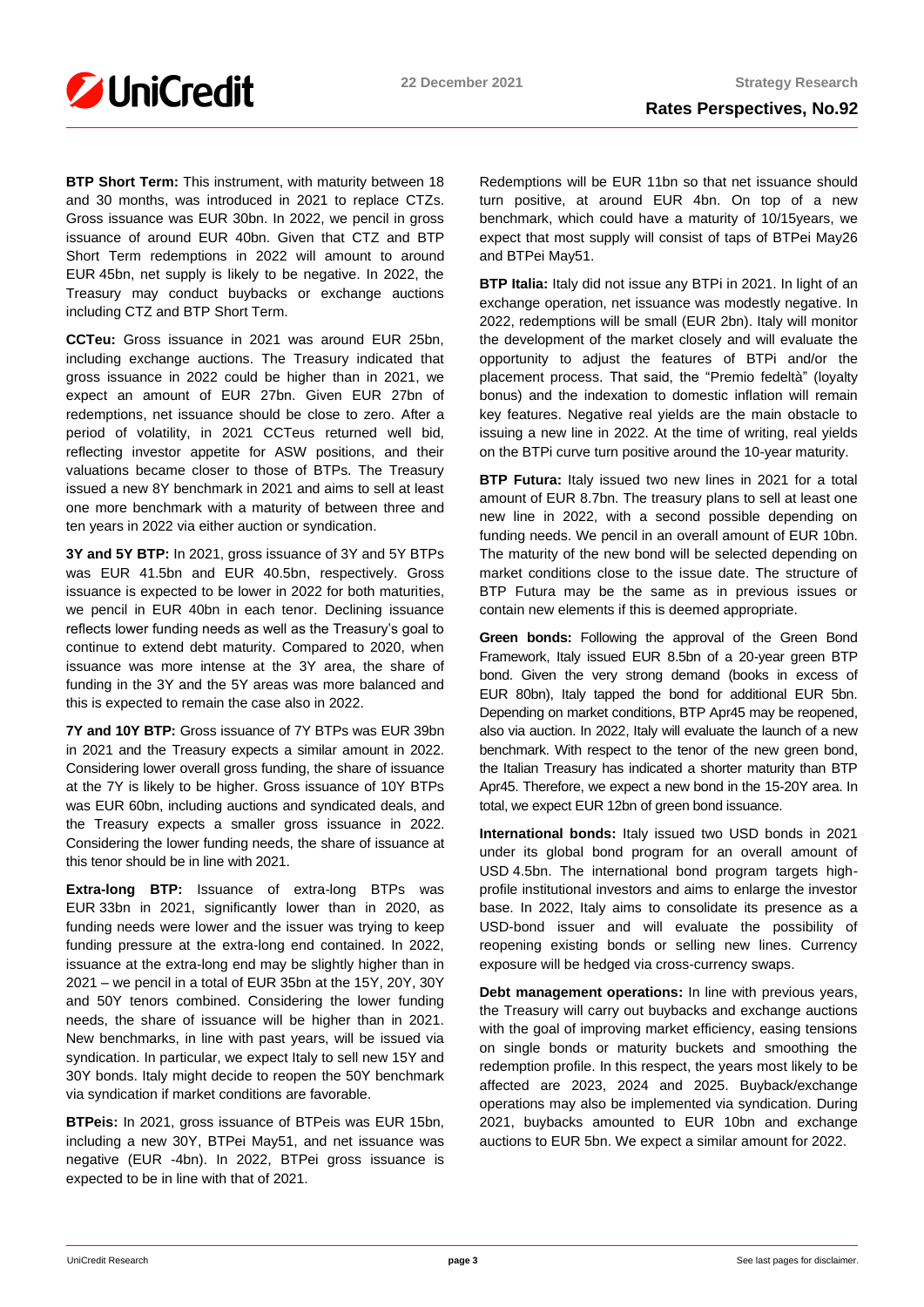**BTP Short Term:** This instrument, with maturity between 18 and 30 months, was introduced in 2021 to replace CTZs. Gross issuance was EUR 30bn. In 2022, we pencil in gross issuance of around EUR 40bn. Given that CTZ and BTP Short Term redemptions in 2022 will amount to around EUR 45bn, net supply is likely to be negative. In 2022, the Treasury may conduct buybacks or exchange auctions including CTZ and BTP Short Term.

**CCTeu:** Gross issuance in 2021 was around EUR 25bn, including exchange auctions. The Treasury indicated that gross issuance in 2022 could be higher than in 2021, we expect an amount of EUR 27bn. Given EUR 27bn of redemptions, net issuance should be close to zero. After a period of volatility, in 2021 CCTeus returned well bid, reflecting investor appetite for ASW positions, and their valuations became closer to those of BTPs. The Treasury issued a new 8Y benchmark in 2021 and aims to sell at least one more benchmark with a maturity of between three and ten years in 2022 via either auction or syndication.

**3Y and 5Y BTP:** In 2021, gross issuance of 3Y and 5Y BTPs was EUR 41.5bn and EUR 40.5bn, respectively. Gross issuance is expected to be lower in 2022 for both maturities, we pencil in EUR 40bn in each tenor. Declining issuance reflects lower funding needs as well as the Treasury's goal to continue to extend debt maturity. Compared to 2020, when issuance was more intense at the 3Y area, the share of funding in the 3Y and the 5Y areas was more balanced and this is expected to remain the case also in 2022.

**7Y and 10Y BTP:** Gross issuance of 7Y BTPs was EUR 39bn in 2021 and the Treasury expects a similar amount in 2022. Considering lower overall gross funding, the share of issuance at the 7Y is likely to be higher. Gross issuance of 10Y BTPs was EUR 60bn, including auctions and syndicated deals, and the Treasury expects a smaller gross issuance in 2022. Considering the lower funding needs, the share of issuance at this tenor should be in line with 2021.

**Extra-long BTP:** Issuance of extra-long BTPs was EUR 33bn in 2021, significantly lower than in 2020, as funding needs were lower and the issuer was trying to keep funding pressure at the extra-long end contained. In 2022, issuance at the extra-long end may be slightly higher than in 2021 – we pencil in a total of EUR 35bn at the 15Y, 20Y, 30Y and 50Y tenors combined. Considering the lower funding needs, the share of issuance will be higher than in 2021. New benchmarks, in line with past years, will be issued via syndication. In particular, we expect Italy to sell new 15Y and 30Y bonds. Italy might decide to reopen the 50Y benchmark via syndication if market conditions are favorable.

**BTPeis:** In 2021, gross issuance of BTPeis was EUR 15bn, including a new 30Y, BTPei May51, and net issuance was negative (EUR -4bn). In 2022, BTPei gross issuance is expected to be in line with that of 2021. Redemptions will be EUR 11bn so that net issuance should turn positive, at around EUR 4bn. On top of a new benchmark, which could have a maturity of 10/15years, we expect that most supply will consist of taps of BTPei May26 and BTPei May51.

**BTP Italia:** Italy did not issue any BTPi in 2021. In light of an exchange operation, net issuance was modestly negative. In 2022, redemptions will be small (EUR 2bn). Italy will monitor the development of the market closely and will evaluate the opportunity to adjust the features of BTPi and/or the placement process. That said, the "Premio fedeltà" (loyalty bonus) and the indexation to domestic inflation will remain key features. Negative real yields are the main obstacle to issuing a new line in 2022. At the time of writing, real yields on the BTPi curve turn positive around the 10-year maturity.

**BTP Futura:** Italy issued two new lines in 2021 for a total amount of EUR 8.7bn. The treasury plans to sell at least one new line in 2022, with a second possible depending on funding needs. We pencil in an overall amount of EUR 10bn. The maturity of the new bond will be selected depending on market conditions close to the issue date. The structure of BTP Futura may be the same as in previous issues or contain new elements if this is deemed appropriate.

**Green bonds:** Following the approval of the Green Bond Framework, Italy issued EUR 8.5bn of a 20-year green BTP bond. Given the very strong demand (books in excess of EUR 80bn), Italy tapped the bond for additional EUR 5bn. Depending on market conditions, BTP Apr45 may be reopened, also via auction. In 2022, Italy will evaluate the launch of a new benchmark. With respect to the tenor of the new green bond, the Italian Treasury has indicated a shorter maturity than BTP Apr45. Therefore, we expect a new bond in the 15-20Y area. In total, we expect EUR 12bn of green bond issuance.

**International bonds:** Italy issued two USD bonds in 2021 under its global bond program for an overall amount of USD 4.5bn. The international bond program targets high-profile institutional investors and aims to enlarge the investor base. In 2022, Italy aims to consolidate its presence as a USD-bond issuer and will evaluate the possibility of reopening existing bonds or selling new lines. Currency exposure will be hedged via cross-currency swaps.

**Debt management operations:** In line with previous years, the Treasury will carry out buybacks and exchange auctions with the goal of improving market efficiency, easing tensions on single bonds or maturity buckets and smoothing the redemption profile. In this respect, the years most likely to be affected are 2023, 2024 and 2025. Buyback/exchange operations may also be implemented via syndication. During 2021, buybacks amounted to EUR 10bn and exchange auctions to EUR 5bn. We expect a similar amount for 2022.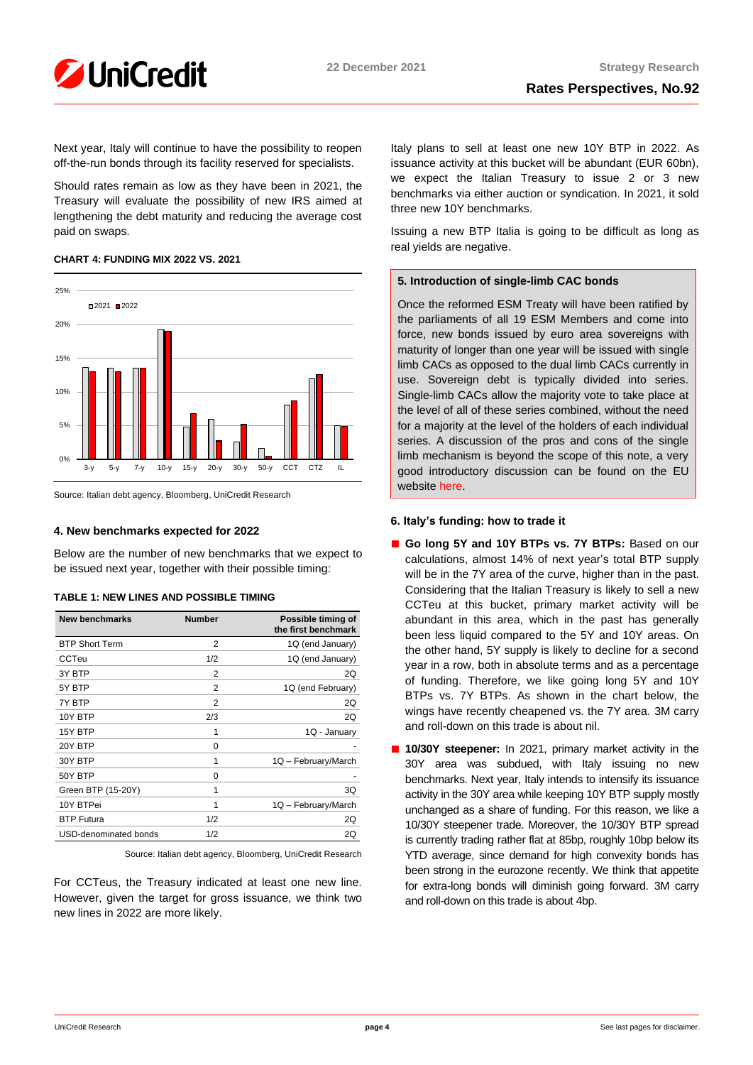Next year, Italy will continue to have the possibility to reopen off-the-run bonds through its facility reserved for specialists.

Should rates remain as low as they have been in 2021, the Treasury will evaluate the possibility of new IRS aimed at lengthening the debt maturity and reducing the average cost paid on swaps.

**CHART 4: FUNDING MIX 2022 VS. 2021**

Source: Italian debt agency, Bloomberg, UniCredit Research

#### 4. New benchmarks expected for 2022

Below are the number of new benchmarks that we expect to be issued next year, together with their possible timing:

**TABLE 1: NEW LINES AND POSSIBLE TIMING**

| New benchmarks | Number | Possible timing of the first benchmark |
|---|---|---|
| BTP Short Term | 2 | 1Q (end January) |
| CCTeu | 1/2 | 1Q (end January) |
| 3Y BTP | 2 | 2Q |
| 5Y BTP | 2 | 1Q (end February) |
| 7Y BTP | 2 | 2Q |
| 10Y BTP | 2/3 | 2Q |
| 15Y BTP | 1 | 1Q - January |
| 20Y BTP | 0 | - |
| 30Y BTP | 1 | 1Q – February/March |
| 50Y BTP | 0 | - |
| Green BTP (15-20Y) | 1 | 3Q |
| 10Y BTPei | 1 | 1Q – February/March |
| BTP Futura | 1/2 | 2Q |
| USD-denominated bonds | 1/2 | 2Q |

Source: Italian debt agency, Bloomberg, UniCredit Research

For CCTeus, the Treasury indicated at least one new line. However, given the target for gross issuance, we think two new lines in 2022 are more likely.

Italy plans to sell at least one new 10Y BTP in 2022. As issuance activity at this bucket will be abundant (EUR 60bn), we expect the Italian Treasury to issue 2 or 3 new benchmarks via either auction or syndication. In 2021, it sold three new 10Y benchmarks.

Issuing a new BTP Italia is going to be difficult as long as real yields are negative.

#### 5. Introduction of single-limb CAC bonds

Once the reformed ESM Treaty will have been ratified by the parliaments of all 19 ESM Members and come into force, new bonds issued by euro area sovereigns with maturity of longer than one year will be issued with single limb CACs as opposed to the dual limb CACs currently in use. Sovereign debt is typically divided into series. Single-limb CACs allow the majority vote to take place at the level of all of these series combined, without the need for a majority at the level of the holders of each individual series. A discussion of the pros and cons of the single limb mechanism is beyond the scope of this note, a very good introductory discussion can be found on the EU website here.

#### 6. Italy's funding: how to trade it

- **Go long 5Y and 10Y BTPs vs. 7Y BTPs:** Based on our calculations, almost 14% of next year's total BTP supply will be in the 7Y area of the curve, higher than in the past. Considering that the Italian Treasury is likely to sell a new CCTeu at this bucket, primary market activity will be abundant in this area, which in the past has generally been less liquid compared to the 5Y and 10Y areas. On the other hand, 5Y supply is likely to decline for a second year in a row, both in absolute terms and as a percentage of funding. Therefore, we like going long 5Y and 10Y BTPs vs. 7Y BTPs. As shown in the chart below, the wings have recently cheapened vs. the 7Y area. 3M carry and roll-down on this trade is about nil.
- **10/30Y steepener:** In 2021, primary market activity in the 30Y area was subdued, with Italy issuing no new benchmarks. Next year, Italy intends to intensify its issuance activity in the 30Y area while keeping 10Y BTP supply mostly unchanged as a share of funding. For this reason, we like a 10/30Y steepener trade. Moreover, the 10/30Y BTP spread is currently trading rather flat at 85bp, roughly 10bp below its YTD average, since demand for high convexity bonds has been strong in the eurozone recently. We think that appetite for extra-long bonds will diminish going forward. 3M carry and roll-down on this trade is about 4bp.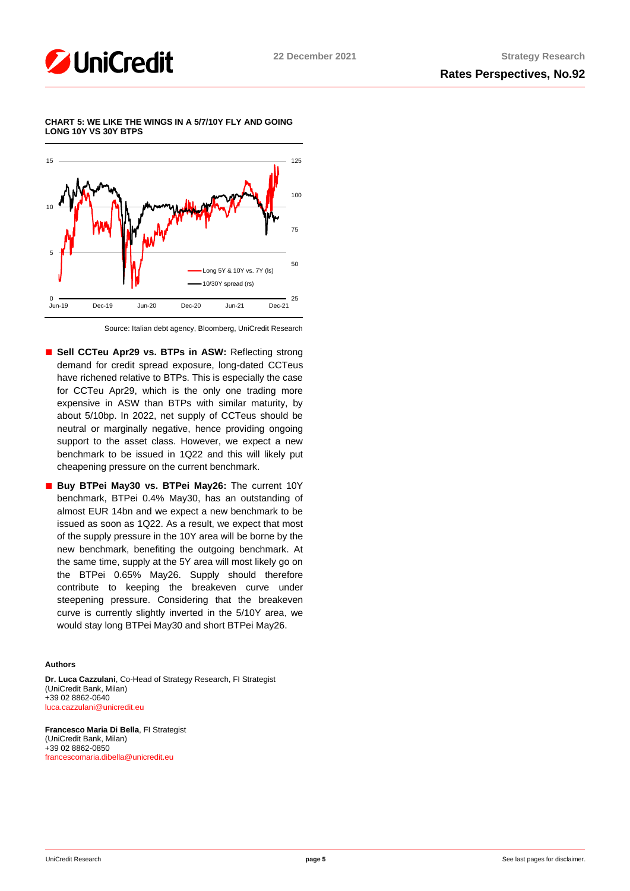**CHART 5: WE LIKE THE WINGS IN A 5/7/10Y FLY AND GOING LONG 10Y VS 30Y BTPS**

Source: Italian debt agency, Bloomberg, UniCredit Research

- **Sell CCTeu Apr29 vs. BTPs in ASW:** Reflecting strong demand for credit spread exposure, long-dated CCTeus have richened relative to BTPs. This is especially the case for CCTeu Apr29, which is the only one trading more expensive in ASW than BTPs with similar maturity, by about 5/10bp. In 2022, net supply of CCTeus should be neutral or marginally negative, hence providing ongoing support to the asset class. However, we expect a new benchmark to be issued in 1Q22 and this will likely put cheapening pressure on the current benchmark.
- **Buy BTPei May30 vs. BTPei May26:** The current 10Y benchmark, BTPei 0.4% May30, has an outstanding of almost EUR 14bn and we expect a new benchmark to be issued as soon as 1Q22. As a result, we expect that most of the supply pressure in the 10Y area will be borne by the new benchmark, benefiting the outgoing benchmark. At the same time, supply at the 5Y area will most likely go on the BTPei 0.65% May26. Supply should therefore contribute to keeping the breakeven curve under steepening pressure. Considering that the breakeven curve is currently slightly inverted in the 5/10Y area, we would stay long BTPei May30 and short BTPei May26.

**Authors**

**Dr. Luca Cazzulani**, Co-Head of Strategy Research, FI Strategist
(UniCredit Bank, Milan)
+39 02 8862-0640
luca.cazzulani@unicredit.eu

**Francesco Maria Di Bella**, FI Strategist
(UniCredit Bank, Milan)
+39 02 8862-0850
francescomaria.dibella@unicredit.eu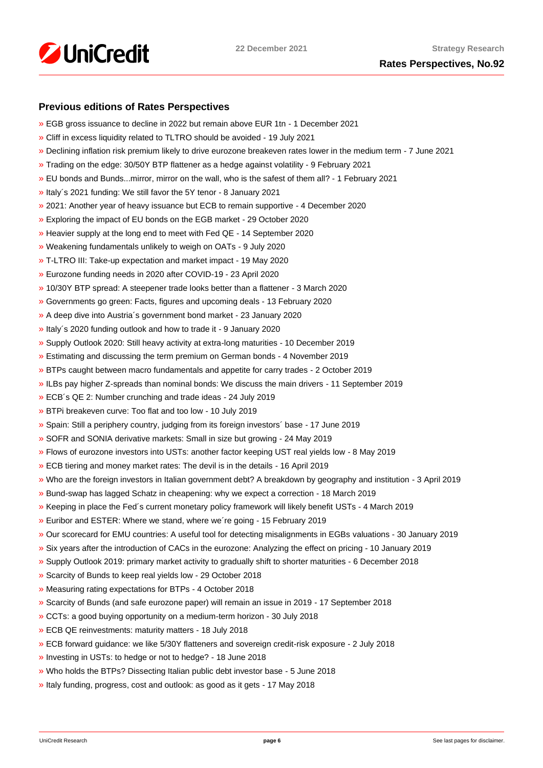## Previous editions of Rates Perspectives

- » EGB gross issuance to decline in 2022 but remain above EUR 1tn - 1 December 2021
- » Cliff in excess liquidity related to TLTRO should be avoided - 19 July 2021
- » Declining inflation risk premium likely to drive eurozone breakeven rates lower in the medium term - 7 June 2021
- » Trading on the edge: 30/50Y BTP flattener as a hedge against volatility - 9 February 2021
- » EU bonds and Bunds...mirror, mirror on the wall, who is the safest of them all? - 1 February 2021
- » Italy´s 2021 funding: We still favor the 5Y tenor - 8 January 2021
- » 2021: Another year of heavy issuance but ECB to remain supportive - 4 December 2020
- » Exploring the impact of EU bonds on the EGB market - 29 October 2020
- » Heavier supply at the long end to meet with Fed QE - 14 September 2020
- » Weakening fundamentals unlikely to weigh on OATs - 9 July 2020
- » T-LTRO III: Take-up expectation and market impact - 19 May 2020
- » Eurozone funding needs in 2020 after COVID-19 - 23 April 2020
- » 10/30Y BTP spread: A steepener trade looks better than a flattener - 3 March 2020
- » Governments go green: Facts, figures and upcoming deals - 13 February 2020
- » A deep dive into Austria´s government bond market - 23 January 2020
- » Italy´s 2020 funding outlook and how to trade it - 9 January 2020
- » Supply Outlook 2020: Still heavy activity at extra-long maturities - 10 December 2019
- » Estimating and discussing the term premium on German bonds - 4 November 2019
- » BTPs caught between macro fundamentals and appetite for carry trades - 2 October 2019
- » ILBs pay higher Z-spreads than nominal bonds: We discuss the main drivers - 11 September 2019
- » ECB´s QE 2: Number crunching and trade ideas - 24 July 2019
- » BTPi breakeven curve: Too flat and too low - 10 July 2019
- » Spain: Still a periphery country, judging from its foreign investors´ base - 17 June 2019
- » SOFR and SONIA derivative markets: Small in size but growing - 24 May 2019
- » Flows of eurozone investors into USTs: another factor keeping UST real yields low - 8 May 2019
- » ECB tiering and money market rates: The devil is in the details - 16 April 2019
- » Who are the foreign investors in Italian government debt? A breakdown by geography and institution - 3 April 2019
- » Bund-swap has lagged Schatz in cheapening: why we expect a correction - 18 March 2019
- » Keeping in place the Fed´s current monetary policy framework will likely benefit USTs - 4 March 2019
- » Euribor and ESTER: Where we stand, where we´re going - 15 February 2019
- » Our scorecard for EMU countries: A useful tool for detecting misalignments in EGBs valuations - 30 January 2019
- » Six years after the introduction of CACs in the eurozone: Analyzing the effect on pricing - 10 January 2019
- » Supply Outlook 2019: primary market activity to gradually shift to shorter maturities - 6 December 2018
- » Scarcity of Bunds to keep real yields low - 29 October 2018
- » Measuring rating expectations for BTPs - 4 October 2018
- » Scarcity of Bunds (and safe eurozone paper) will remain an issue in 2019 - 17 September 2018
- » CCTs: a good buying opportunity on a medium-term horizon - 30 July 2018
- » ECB QE reinvestments: maturity matters - 18 July 2018
- » ECB forward guidance: we like 5/30Y flatteners and sovereign credit-risk exposure - 2 July 2018
- » Investing in USTs: to hedge or not to hedge? - 18 June 2018
- » Who holds the BTPs? Dissecting Italian public debt investor base - 5 June 2018
- » Italy funding, progress, cost and outlook: as good as it gets - 17 May 2018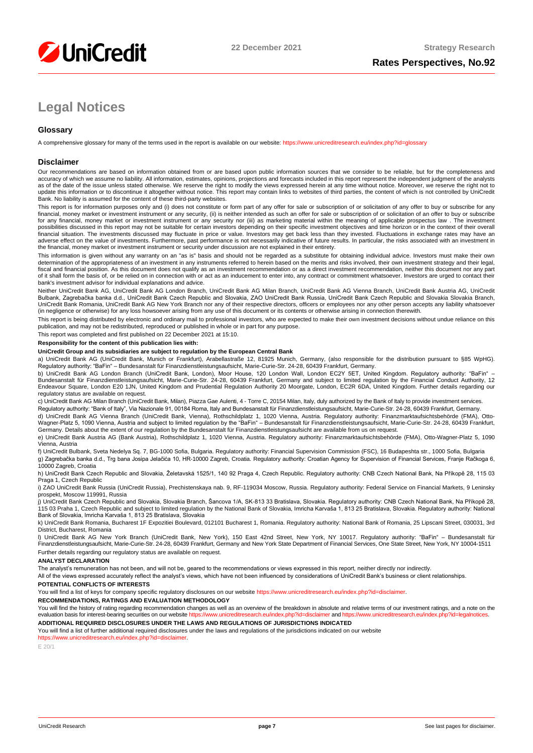# Legal Notices

## Glossary

A comprehensive glossary for many of the terms used in the report is available on our website: https://www.unicreditresearch.eu/index.php?id=glossary

## Disclaimer

Our recommendations are based on information obtained from or are based upon public information sources that we consider to be reliable, but for the completeness and accuracy of which we assume no liability. All information, estimates, opinions, projections and forecasts included in this report represent the independent judgment of the analysts as of the date of the issue unless stated otherwise. We reserve the right to modify the views expressed herein at any time without notice. Moreover, we reserve the right not to update this information or to discontinue it altogether without notice. This report may contain links to websites of third parties, the content of which is not controlled by UniCredit Bank. No liability is assumed for the content of these third-party websites.

This report is for information purposes only and (i) does not constitute or form part of any offer for sale or subscription of or solicitation of any offer to buy or subscribe for any financial, money market or investment instrument or any security, (ii) is neither intended as such an offer for sale or subscription of or solicitation of an offer to buy or subscribe for any financial, money market or investment instrument or any security nor (iii) as marketing material within the meaning of applicable prospectus law . The investment possibilities discussed in this report may not be suitable for certain investors depending on their specific investment objectives and time horizon or in the context of their overall financial situation. The investments discussed may fluctuate in price or value. Investors may get back less than they invested. Fluctuations in exchange rates may have an adverse effect on the value of investments. Furthermore, past performance is not necessarily indicative of future results. In particular, the risks associated with an investment in the financial, money market or investment instrument or security under discussion are not explained in their entirety.

This information is given without any warranty on an "as is" basis and should not be regarded as a substitute for obtaining individual advice. Investors must make their own determination of the appropriateness of an investment in any instruments referred to herein based on the merits and risks involved, their own investment strategy and their legal, fiscal and financial position. As this document does not qualify as an investment recommendation or as a direct investment recommendation, neither this document nor any part of it shall form the basis of, or be relied on in connection with or act as an inducement to enter into, any contract or commitment whatsoever. Investors are urged to contact their bank's investment advisor for individual explanations and advice.

Neither UniCredit Bank AG, UniCredit Bank AG London Branch, UniCredit Bank AG Milan Branch, UniCredit Bank AG Vienna Branch, UniCredit Bank Austria AG, UniCredit Bulbank, Zagrebačka banka d.d., UniCredit Bank Czech Republic and Slovakia, ZAO UniCredit Bank Russia, UniCredit Bank Czech Republic and Slovakia Slovakia Branch, UniCredit Bank Romania, UniCredit Bank AG New York Branch nor any of their respective directors, officers or employees nor any other person accepts any liability whatsoever (in negligence or otherwise) for any loss howsoever arising from any use of this document or its contents or otherwise arising in connection therewith.

This report is being distributed by electronic and ordinary mail to professional investors, who are expected to make their own investment decisions without undue reliance on this publication, and may not be redistributed, reproduced or published in whole or in part for any purpose.

This report was completed and first published on 22 December 2021 at 15:10.

**Responsibility for the content of this publication lies with:**

**UniCredit Group and its subsidiaries are subject to regulation by the European Central Bank**

a) UniCredit Bank AG (UniCredit Bank, Munich or Frankfurt), Arabellastraße 12, 81925 Munich, Germany, (also responsible for the distribution pursuant to §85 WpHG). Regulatory authority: "BaFin" – Bundesanstalt für Finanzdienstleistungsaufsicht, Marie-Curie-Str. 24-28, 60439 Frankfurt, Germany.

b) UniCredit Bank AG London Branch (UniCredit Bank, London), Moor House, 120 London Wall, London EC2Y 5ET, United Kingdom. Regulatory authority: "BaFin" – Bundesanstalt für Finanzdienstleistungsaufsicht, Marie-Curie-Str. 24-28, 60439 Frankfurt, Germany and subject to limited regulation by the Financial Conduct Authority, 12 Endeavour Square, London E20 1JN, United Kingdom and Prudential Regulation Authority 20 Moorgate, London, EC2R 6DA, United Kingdom. Further details regarding our regulatory status are available on request.

c) UniCredit Bank AG Milan Branch (UniCredit Bank, Milan), Piazza Gae Aulenti, 4 - Torre C, 20154 Milan, Italy, duly authorized by the Bank of Italy to provide investment services.

Regulatory authority: "Bank of Italy", Via Nazionale 91, 00184 Roma, Italy and Bundesanstalt für Finanzdienstleistungsaufsicht, Marie-Curie-Str. 24-28, 60439 Frankfurt, Germany.

d) UniCredit Bank AG Vienna Branch (UniCredit Bank, Vienna), Rothschildplatz 1, 1020 Vienna, Austria. Regulatory authority: Finanzmarktaufsichtsbehörde (FMA), Otto-Wagner-Platz 5, 1090 Vienna, Austria and subject to limited regulation by the "BaFin" – Bundesanstalt für Finanzdienstleistungsaufsicht, Marie-Curie-Str. 24-28, 60439 Frankfurt, Germany. Details about the extent of our regulation by the Bundesanstalt für Finanzdienstleistungsaufsicht are available from us on request.

e) UniCredit Bank Austria AG (Bank Austria), Rothschildplatz 1, 1020 Vienna, Austria. Regulatory authority: Finanzmarktaufsichtsbehörde (FMA), Otto-Wagner-Platz 5, 1090 Vienna, Austria

f) UniCredit Bulbank, Sveta Nedelya Sq. 7, BG-1000 Sofia, Bulgaria. Regulatory authority: Financial Supervision Commission (FSC), 16 Budapeshta str., 1000 Sofia, Bulgaria

g) Zagrebačka banka d.d., Trg bana Josipa Jelačića 10, HR-10000 Zagreb, Croatia. Regulatory authority: Croatian Agency for Supervision of Financial Services, Franje Račkoga 6, 10000 Zagreb, Croatia

h) UniCredit Bank Czech Republic and Slovakia, Želetavská 1525/1, 140 92 Praga 4, Czech Republic. Regulatory authority: CNB Czech National Bank, Na Příkopě 28, 115 03 Praga 1, Czech Republic

i) ZAO UniCredit Bank Russia (UniCredit Russia), Prechistenskaya nab. 9, RF-119034 Moscow, Russia. Regulatory authority: Federal Service on Financial Markets, 9 Leninsky prospekt, Moscow 119991, Russia

j) UniCredit Bank Czech Republic and Slovakia, Slovakia Branch, Šancova 1/A, SK-813 33 Bratislava, Slovakia. Regulatory authority: CNB Czech National Bank, Na Příkopě 28, 115 03 Praha 1, Czech Republic and subject to limited regulation by the National Bank of Slovakia, Imricha Karvaša 1, 813 25 Bratislava, Slovakia. Regulatory authority: National Bank of Slovakia, Imricha Karvaša 1, 813 25 Bratislava, Slovakia

k) UniCredit Bank Romania, Bucharest 1F Expozitiei Boulevard, 012101 Bucharest 1, Romania. Regulatory authority: National Bank of Romania, 25 Lipscani Street, 030031, 3rd District, Bucharest, Romania

l) UniCredit Bank AG New York Branch (UniCredit Bank, New York), 150 East 42nd Street, New York, NY 10017. Regulatory authority: "BaFin" – Bundesanstalt für Finanzdienstleistungsaufsicht, Marie-Curie-Str. 24-28, 60439 Frankfurt, Germany and New York State Department of Financial Services, One State Street, New York, NY 10004-1511

Further details regarding our regulatory status are available on request.

**ANALYST DECLARATION**

The analyst's remuneration has not been, and will not be, geared to the recommendations or views expressed in this report, neither directly nor indirectly.

All of the views expressed accurately reflect the analyst's views, which have not been influenced by considerations of UniCredit Bank's business or client relationships.

**POTENTIAL CONFLICTS OF INTERESTS**

You will find a list of keys for company specific regulatory disclosures on our website https://www.unicreditresearch.eu/index.php?id=disclaimer.

**RECOMMENDATIONS, RATINGS AND EVALUATION METHODOLOGY**

You will find the history of rating regarding recommendation changes as well as an overview of the breakdown in absolute and relative terms of our investment ratings, and a note on the evaluation basis for interest-bearing securities on our website https://www.unicreditresearch.eu/index.php?id=disclaimer and https://www.unicreditresearch.eu/index.php?id=legalnotices.

**ADDITIONAL REQUIRED DISCLOSURES UNDER THE LAWS AND REGULATIONS OF JURISDICTIONS INDICATED**

You will find a list of further additional required disclosures under the laws and regulations of the jurisdictions indicated on our website https://www.unicreditresearch.eu/index.php?id=disclaimer.

E 20/1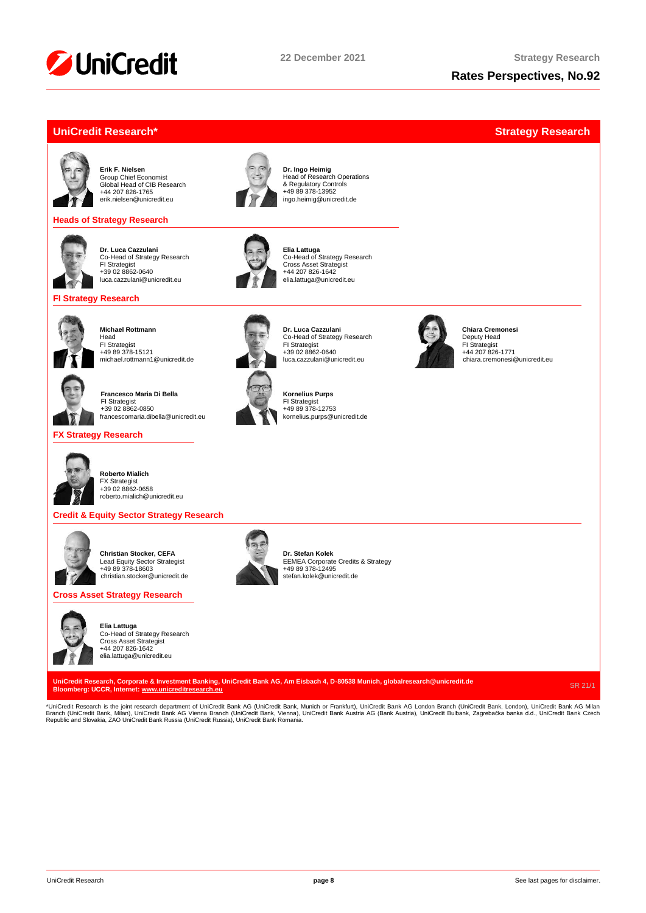## UniCredit Research*

## Strategy Research

**Erik F. Nielsen**
Group Chief Economist
Global Head of CIB Research
+44 207 826-1765
erik.nielsen@unicredit.eu

**Dr. Ingo Heimig**
Head of Research Operations
& Regulatory Controls
+49 89 378-13952
ingo.heimig@unicredit.de

### Heads of Strategy Research

**Dr. Luca Cazzulani**
Co-Head of Strategy Research
FI Strategist
+39 02 8862-0640
luca.cazzulani@unicredit.eu

**Elia Lattuga**
Co-Head of Strategy Research
Cross Asset Strategist
+44 207 826-1642
elia.lattuga@unicredit.eu

### FI Strategy Research

**Michael Rottmann**
Head
FI Strategist
+49 89 378-15121
michael.rottmann1@unicredit.de

**Dr. Luca Cazzulani**
Co-Head of Strategy Research
FI Strategist
+39 02 8862-0640
luca.cazzulani@unicredit.eu

**Chiara Cremonesi**
Deputy Head
FI Strategist
+44 207 826-1771
chiara.cremonesi@unicredit.eu

**Francesco Maria Di Bella**
FI Strategist
+39 02 8862-0850
francescomaria.dibella@unicredit.eu

**Kornelius Purps**
FI Strategist
+49 89 378-12753
kornelius.purps@unicredit.de

### FX Strategy Research

**Roberto Mialich**
FX Strategist
+39 02 8862-0658
roberto.mialich@unicredit.eu

### Credit & Equity Sector Strategy Research

**Christian Stocker, CEFA**
Lead Equity Sector Strategist
+49 89 378-18603
christian.stocker@unicredit.de

**Dr. Stefan Kolek**
EEMEA Corporate Credits & Strategy
+49 89 378-12495
stefan.kolek@unicredit.de

### Cross Asset Strategy Research

**Elia Lattuga**
Co-Head of Strategy Research
Cross Asset Strategist
+44 207 826-1642
elia.lattuga@unicredit.eu

**UniCredit Research, Corporate & Investment Banking, UniCredit Bank AG, Am Eisbach 4, D-80538 Munich, globalresearch@unicredit.de**
**Bloomberg: UCCR, Internet: www.unicreditresearch.eu**

SR 21/1

*UniCredit Research is the joint research department of UniCredit Bank AG (UniCredit Bank, Munich or Frankfurt), UniCredit Bank AG London Branch (UniCredit Bank, London), UniCredit Bank AG Milan Branch (UniCredit Bank, Milan), UniCredit Bank AG Vienna Branch (UniCredit Bank, Vienna), UniCredit Bank Austria AG (Bank Austria), UniCredit Bulbank, Zagrebačka banka d.d., UniCredit Bank Czech Republic and Slovakia, ZAO UniCredit Bank Russia (UniCredit Russia), UniCredit Bank Romania.